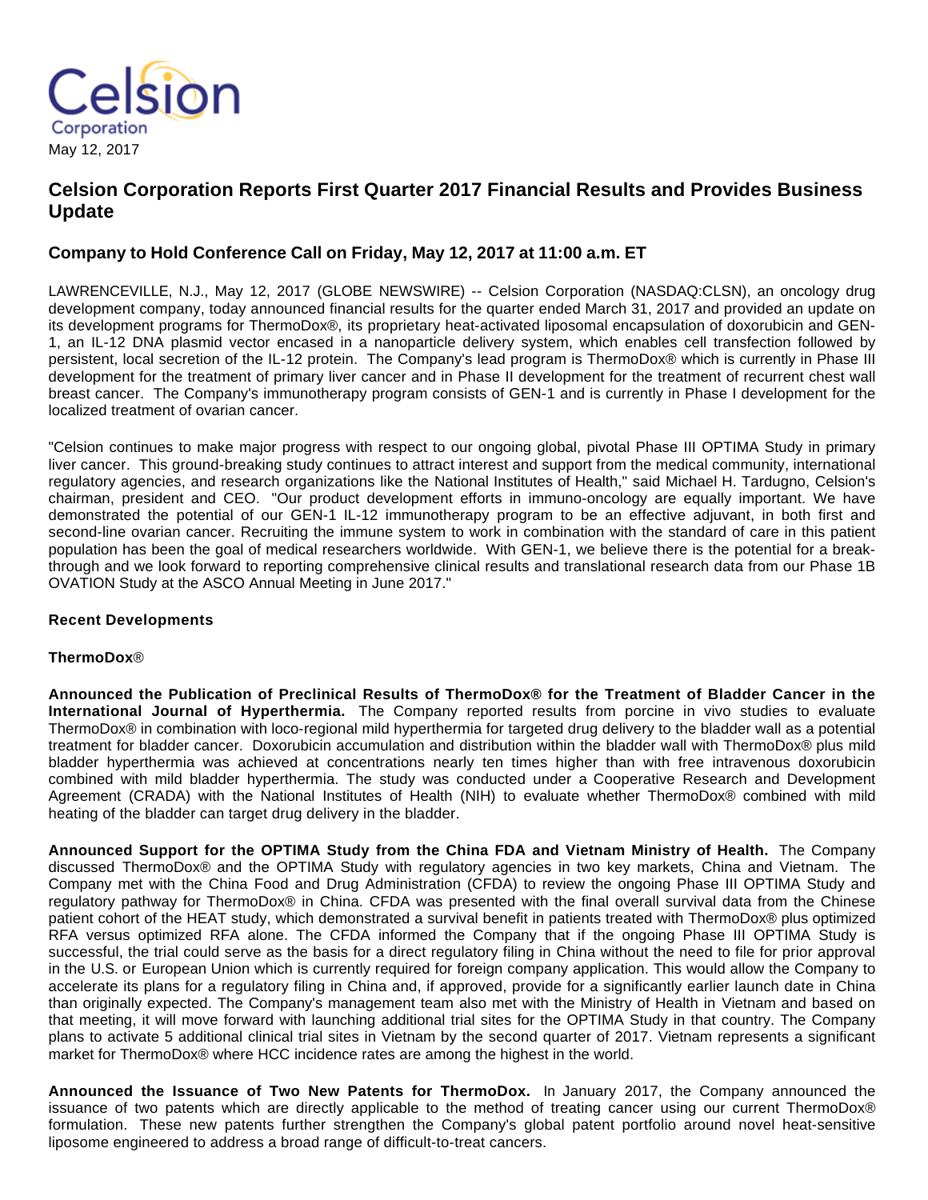Celsion Corporation

May 12, 2017

# Celsion Corporation Reports First Quarter 2017 Financial Results and Provides Business Update

## Company to Hold Conference Call on Friday, May 12, 2017 at 11:00 a.m. ET

LAWRENCEVILLE, N.J., May 12, 2017 (GLOBE NEWSWIRE) -- Celsion Corporation (NASDAQ:CLSN), an oncology drug development company, today announced financial results for the quarter ended March 31, 2017 and provided an update on its development programs for ThermoDox®, its proprietary heat-activated liposomal encapsulation of doxorubicin and GEN-1, an IL-12 DNA plasmid vector encased in a nanoparticle delivery system, which enables cell transfection followed by persistent, local secretion of the IL-12 protein. The Company's lead program is ThermoDox® which is currently in Phase III development for the treatment of primary liver cancer and in Phase II development for the treatment of recurrent chest wall breast cancer. The Company's immunotherapy program consists of GEN-1 and is currently in Phase I development for the localized treatment of ovarian cancer.

"Celsion continues to make major progress with respect to our ongoing global, pivotal Phase III OPTIMA Study in primary liver cancer. This ground-breaking study continues to attract interest and support from the medical community, international regulatory agencies, and research organizations like the National Institutes of Health," said Michael H. Tardugno, Celsion's chairman, president and CEO. "Our product development efforts in immuno-oncology are equally important. We have demonstrated the potential of our GEN-1 IL-12 immunotherapy program to be an effective adjuvant, in both first and second-line ovarian cancer. Recruiting the immune system to work in combination with the standard of care in this patient population has been the goal of medical researchers worldwide. With GEN-1, we believe there is the potential for a break-through and we look forward to reporting comprehensive clinical results and translational research data from our Phase 1B OVATION Study at the ASCO Annual Meeting in June 2017."

### Recent Developments

#### ThermoDox®

**Announced the Publication of Preclinical Results of ThermoDox® for the Treatment of Bladder Cancer in the International Journal of Hyperthermia.** The Company reported results from porcine in vivo studies to evaluate ThermoDox® in combination with loco-regional mild hyperthermia for targeted drug delivery to the bladder wall as a potential treatment for bladder cancer. Doxorubicin accumulation and distribution within the bladder wall with ThermoDox® plus mild bladder hyperthermia was achieved at concentrations nearly ten times higher than with free intravenous doxorubicin combined with mild bladder hyperthermia. The study was conducted under a Cooperative Research and Development Agreement (CRADA) with the National Institutes of Health (NIH) to evaluate whether ThermoDox® combined with mild heating of the bladder can target drug delivery in the bladder.

**Announced Support for the OPTIMA Study from the China FDA and Vietnam Ministry of Health.** The Company discussed ThermoDox® and the OPTIMA Study with regulatory agencies in two key markets, China and Vietnam. The Company met with the China Food and Drug Administration (CFDA) to review the ongoing Phase III OPTIMA Study and regulatory pathway for ThermoDox® in China. CFDA was presented with the final overall survival data from the Chinese patient cohort of the HEAT study, which demonstrated a survival benefit in patients treated with ThermoDox® plus optimized RFA versus optimized RFA alone. The CFDA informed the Company that if the ongoing Phase III OPTIMA Study is successful, the trial could serve as the basis for a direct regulatory filing in China without the need to file for prior approval in the U.S. or European Union which is currently required for foreign company application. This would allow the Company to accelerate its plans for a regulatory filing in China and, if approved, provide for a significantly earlier launch date in China than originally expected. The Company's management team also met with the Ministry of Health in Vietnam and based on that meeting, it will move forward with launching additional trial sites for the OPTIMA Study in that country. The Company plans to activate 5 additional clinical trial sites in Vietnam by the second quarter of 2017. Vietnam represents a significant market for ThermoDox® where HCC incidence rates are among the highest in the world.

**Announced the Issuance of Two New Patents for ThermoDox.** In January 2017, the Company announced the issuance of two patents which are directly applicable to the method of treating cancer using our current ThermoDox® formulation. These new patents further strengthen the Company's global patent portfolio around novel heat-sensitive liposome engineered to address a broad range of difficult-to-treat cancers.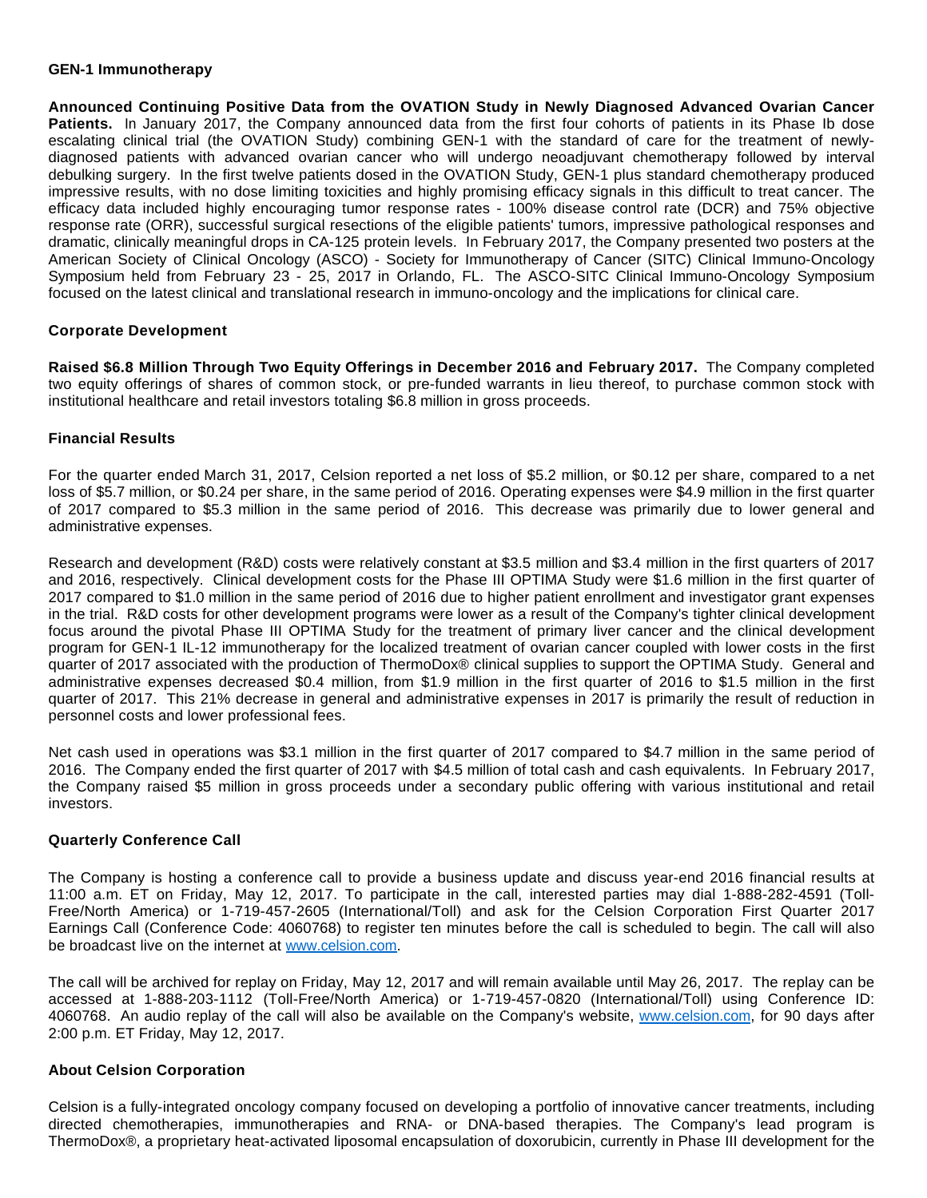### GEN-1 Immunotherapy

**Announced Continuing Positive Data from the OVATION Study in Newly Diagnosed Advanced Ovarian Cancer Patients.** In January 2017, the Company announced data from the first four cohorts of patients in its Phase Ib dose escalating clinical trial (the OVATION Study) combining GEN-1 with the standard of care for the treatment of newly-diagnosed patients with advanced ovarian cancer who will undergo neoadjuvant chemotherapy followed by interval debulking surgery. In the first twelve patients dosed in the OVATION Study, GEN-1 plus standard chemotherapy produced impressive results, with no dose limiting toxicities and highly promising efficacy signals in this difficult to treat cancer. The efficacy data included highly encouraging tumor response rates - 100% disease control rate (DCR) and 75% objective response rate (ORR), successful surgical resections of the eligible patients' tumors, impressive pathological responses and dramatic, clinically meaningful drops in CA-125 protein levels. In February 2017, the Company presented two posters at the American Society of Clinical Oncology (ASCO) - Society for Immunotherapy of Cancer (SITC) Clinical Immuno-Oncology Symposium held from February 23 - 25, 2017 in Orlando, FL. The ASCO-SITC Clinical Immuno-Oncology Symposium focused on the latest clinical and translational research in immuno-oncology and the implications for clinical care.

### Corporate Development

**Raised $6.8 Million Through Two Equity Offerings in December 2016 and February 2017.** The Company completed two equity offerings of shares of common stock, or pre-funded warrants in lieu thereof, to purchase common stock with institutional healthcare and retail investors totaling $6.8 million in gross proceeds.

### Financial Results

For the quarter ended March 31, 2017, Celsion reported a net loss of $5.2 million, or $0.12 per share, compared to a net loss of $5.7 million, or $0.24 per share, in the same period of 2016. Operating expenses were $4.9 million in the first quarter of 2017 compared to $5.3 million in the same period of 2016. This decrease was primarily due to lower general and administrative expenses.

Research and development (R&D) costs were relatively constant at $3.5 million and $3.4 million in the first quarters of 2017 and 2016, respectively. Clinical development costs for the Phase III OPTIMA Study were $1.6 million in the first quarter of 2017 compared to $1.0 million in the same period of 2016 due to higher patient enrollment and investigator grant expenses in the trial. R&D costs for other development programs were lower as a result of the Company's tighter clinical development focus around the pivotal Phase III OPTIMA Study for the treatment of primary liver cancer and the clinical development program for GEN-1 IL-12 immunotherapy for the localized treatment of ovarian cancer coupled with lower costs in the first quarter of 2017 associated with the production of ThermoDox® clinical supplies to support the OPTIMA Study. General and administrative expenses decreased $0.4 million, from $1.9 million in the first quarter of 2016 to $1.5 million in the first quarter of 2017. This 21% decrease in general and administrative expenses in 2017 is primarily the result of reduction in personnel costs and lower professional fees.

Net cash used in operations was $3.1 million in the first quarter of 2017 compared to $4.7 million in the same period of 2016. The Company ended the first quarter of 2017 with $4.5 million of total cash and cash equivalents. In February 2017, the Company raised $5 million in gross proceeds under a secondary public offering with various institutional and retail investors.

### Quarterly Conference Call

The Company is hosting a conference call to provide a business update and discuss year-end 2016 financial results at 11:00 a.m. ET on Friday, May 12, 2017. To participate in the call, interested parties may dial 1-888-282-4591 (Toll-Free/North America) or 1-719-457-2605 (International/Toll) and ask for the Celsion Corporation First Quarter 2017 Earnings Call (Conference Code: 4060768) to register ten minutes before the call is scheduled to begin. The call will also be broadcast live on the internet at www.celsion.com.

The call will be archived for replay on Friday, May 12, 2017 and will remain available until May 26, 2017. The replay can be accessed at 1-888-203-1112 (Toll-Free/North America) or 1-719-457-0820 (International/Toll) using Conference ID: 4060768. An audio replay of the call will also be available on the Company's website, www.celsion.com, for 90 days after 2:00 p.m. ET Friday, May 12, 2017.

### About Celsion Corporation

Celsion is a fully-integrated oncology company focused on developing a portfolio of innovative cancer treatments, including directed chemotherapies, immunotherapies and RNA- or DNA-based therapies. The Company's lead program is ThermoDox®, a proprietary heat-activated liposomal encapsulation of doxorubicin, currently in Phase III development for the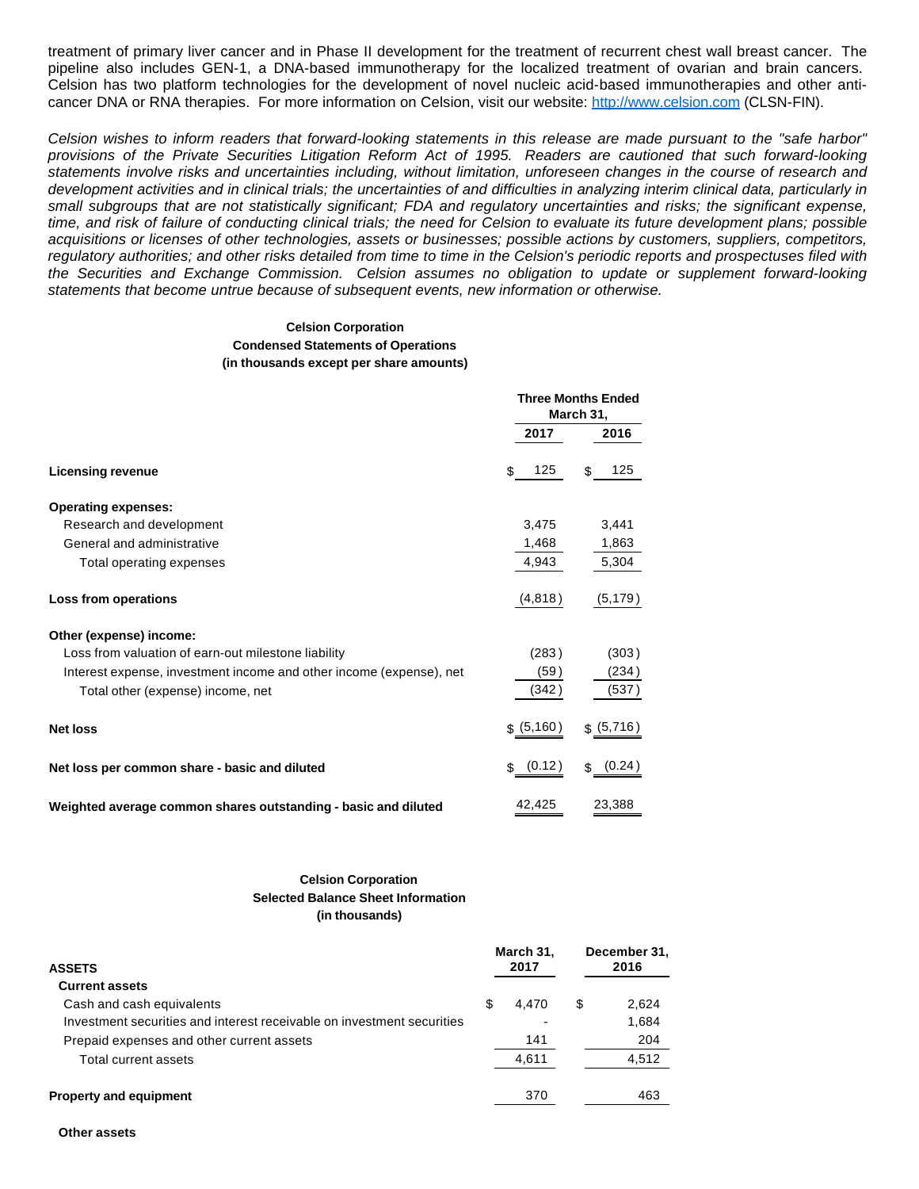treatment of primary liver cancer and in Phase II development for the treatment of recurrent chest wall breast cancer. The pipeline also includes GEN-1, a DNA-based immunotherapy for the localized treatment of ovarian and brain cancers. Celsion has two platform technologies for the development of novel nucleic acid-based immunotherapies and other anti-cancer DNA or RNA therapies. For more information on Celsion, visit our website: http://www.celsion.com (CLSN-FIN).

*Celsion wishes to inform readers that forward-looking statements in this release are made pursuant to the "safe harbor" provisions of the Private Securities Litigation Reform Act of 1995. Readers are cautioned that such forward-looking statements involve risks and uncertainties including, without limitation, unforeseen changes in the course of research and development activities and in clinical trials; the uncertainties of and difficulties in analyzing interim clinical data, particularly in small subgroups that are not statistically significant; FDA and regulatory uncertainties and risks; the significant expense, time, and risk of failure of conducting clinical trials; the need for Celsion to evaluate its future development plans; possible acquisitions or licenses of other technologies, assets or businesses; possible actions by customers, suppliers, competitors, regulatory authorities; and other risks detailed from time to time in the Celsion's periodic reports and prospectuses filed with the Securities and Exchange Commission. Celsion assumes no obligation to update or supplement forward-looking statements that become untrue because of subsequent events, new information or otherwise.*

**Celsion Corporation**
**Condensed Statements of Operations**
**(in thousands except per share amounts)**

| | Three Months Ended March 31, | |
|---|---|---|
| | **2017** | **2016** |
| **Licensing revenue** | $ 125 | $ 125 |
| **Operating expenses:** | | |
| Research and development | 3,475 | 3,441 |
| General and administrative | 1,468 | 1,863 |
| Total operating expenses | 4,943 | 5,304 |
| **Loss from operations** | (4,818) | (5,179) |
| **Other (expense) income:** | | |
| Loss from valuation of earn-out milestone liability | (283) | (303) |
| Interest expense, investment income and other income (expense), net | (59) | (234) |
| Total other (expense) income, net | (342) | (537) |
| **Net loss** | $ (5,160) | $ (5,716) |
| **Net loss per common share - basic and diluted** | $ (0.12) | $ (0.24) |
| **Weighted average common shares outstanding - basic and diluted** | 42,425 | 23,388 |

**Celsion Corporation**
**Selected Balance Sheet Information**
**(in thousands)**

| **ASSETS** | **March 31, 2017** | **December 31, 2016** |
|---|---|---|
| **Current assets** | | |
| Cash and cash equivalents | $ 4,470 | $ 2,624 |
| Investment securities and interest receivable on investment securities | - | 1,684 |
| Prepaid expenses and other current assets | 141 | 204 |
| Total current assets | 4,611 | 4,512 |
| **Property and equipment** | 370 | 463 |

**Other assets**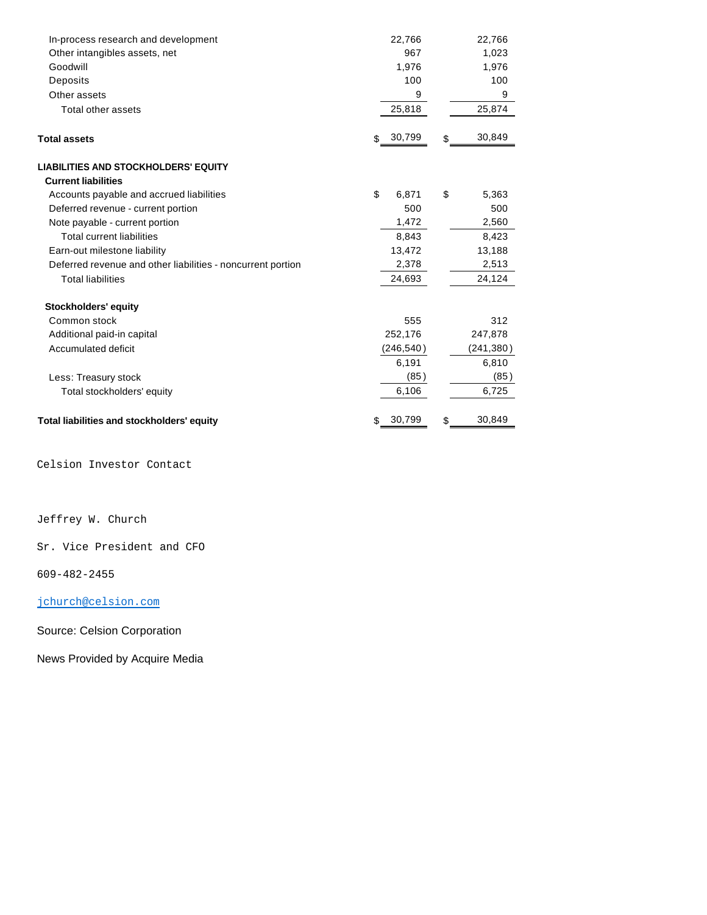| | | |
|---|---|---|
| In-process research and development | 22,766 | 22,766 |
| Other intangibles assets, net | 967 | 1,023 |
| Goodwill | 1,976 | 1,976 |
| Deposits | 100 | 100 |
| Other assets | 9 | 9 |
| Total other assets | 25,818 | 25,874 |
| **Total assets** | $ 30,799 | $ 30,849 |
| **LIABILITIES AND STOCKHOLDERS' EQUITY** | | |
| **Current liabilities** | | |
| Accounts payable and accrued liabilities | $ 6,871 | $ 5,363 |
| Deferred revenue - current portion | 500 | 500 |
| Note payable - current portion | 1,472 | 2,560 |
| Total current liabilities | 8,843 | 8,423 |
| Earn-out milestone liability | 13,472 | 13,188 |
| Deferred revenue and other liabilities - noncurrent portion | 2,378 | 2,513 |
| Total liabilities | 24,693 | 24,124 |
| **Stockholders' equity** | | |
| Common stock | 555 | 312 |
| Additional paid-in capital | 252,176 | 247,878 |
| Accumulated deficit | (246,540) | (241,380) |
| | 6,191 | 6,810 |
| Less: Treasury stock | (85) | (85) |
| Total stockholders' equity | 6,106 | 6,725 |
| **Total liabilities and stockholders' equity** | $ 30,799 | $ 30,849 |

Celsion Investor Contact

Jeffrey W. Church

Sr. Vice President and CFO

609-482-2455

jchurch@celsion.com

Source: Celsion Corporation

News Provided by Acquire Media